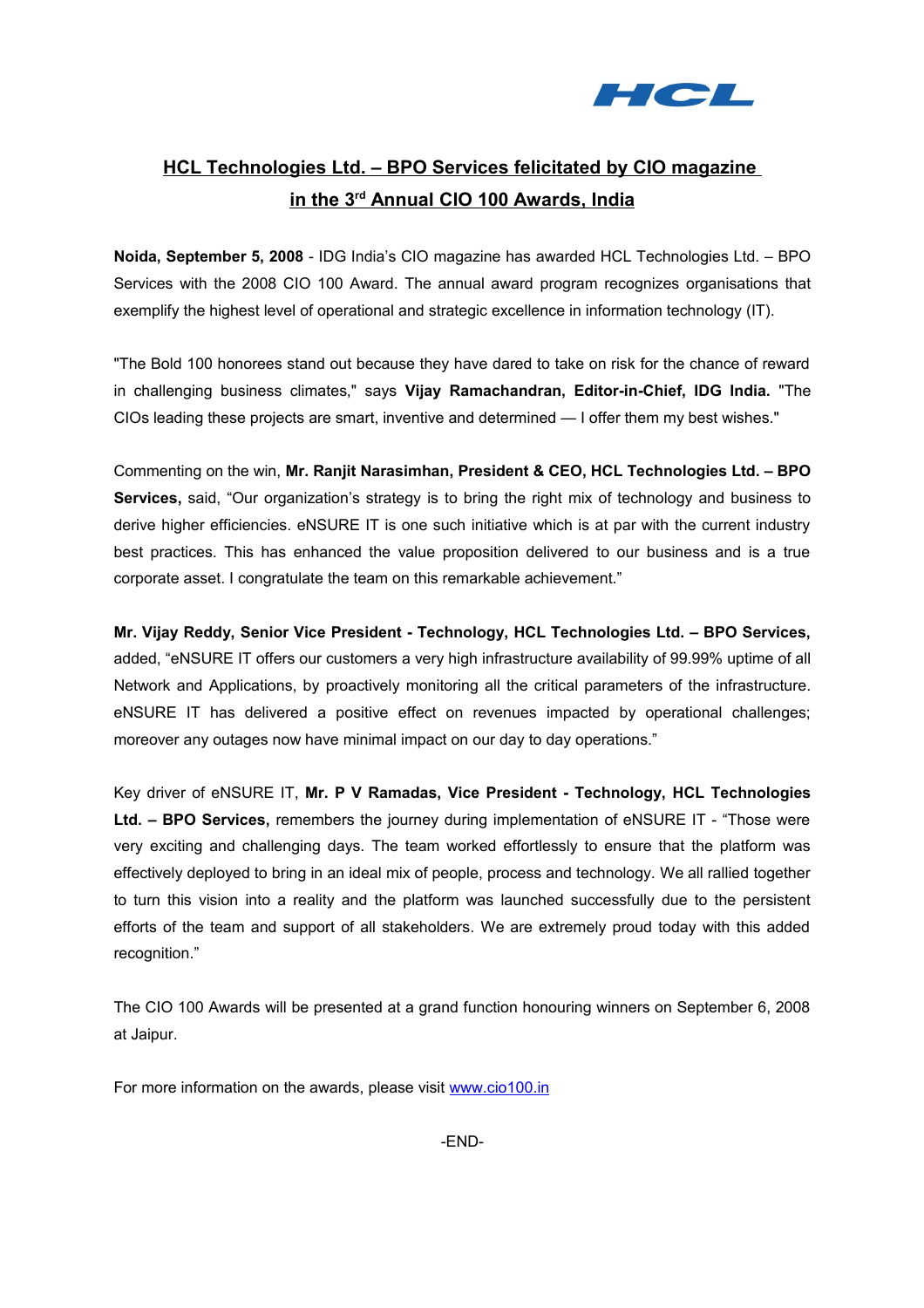HCL

# HCL Technologies Ltd. – BPO Services felicitated by CIO magazine in the 3rd Annual CIO 100 Awards, India

**Noida, September 5, 2008** - IDG India's CIO magazine has awarded HCL Technologies Ltd. – BPO Services with the 2008 CIO 100 Award. The annual award program recognizes organisations that exemplify the highest level of operational and strategic excellence in information technology (IT).

"The Bold 100 honorees stand out because they have dared to take on risk for the chance of reward in challenging business climates," says **Vijay Ramachandran, Editor-in-Chief, IDG India.** "The CIOs leading these projects are smart, inventive and determined — I offer them my best wishes."

Commenting on the win, **Mr. Ranjit Narasimhan, President & CEO, HCL Technologies Ltd. – BPO Services,** said, "Our organization's strategy is to bring the right mix of technology and business to derive higher efficiencies. eNSURE IT is one such initiative which is at par with the current industry best practices. This has enhanced the value proposition delivered to our business and is a true corporate asset. I congratulate the team on this remarkable achievement."

**Mr. Vijay Reddy, Senior Vice President - Technology, HCL Technologies Ltd. – BPO Services,** added, "eNSURE IT offers our customers a very high infrastructure availability of 99.99% uptime of all Network and Applications, by proactively monitoring all the critical parameters of the infrastructure. eNSURE IT has delivered a positive effect on revenues impacted by operational challenges; moreover any outages now have minimal impact on our day to day operations."

Key driver of eNSURE IT, **Mr. P V Ramadas, Vice President - Technology, HCL Technologies Ltd. – BPO Services,** remembers the journey during implementation of eNSURE IT - "Those were very exciting and challenging days. The team worked effortlessly to ensure that the platform was effectively deployed to bring in an ideal mix of people, process and technology. We all rallied together to turn this vision into a reality and the platform was launched successfully due to the persistent efforts of the team and support of all stakeholders. We are extremely proud today with this added recognition."

The CIO 100 Awards will be presented at a grand function honouring winners on September 6, 2008 at Jaipur.

For more information on the awards, please visit [www.cio100.in](http://www.cio100.in)

-END-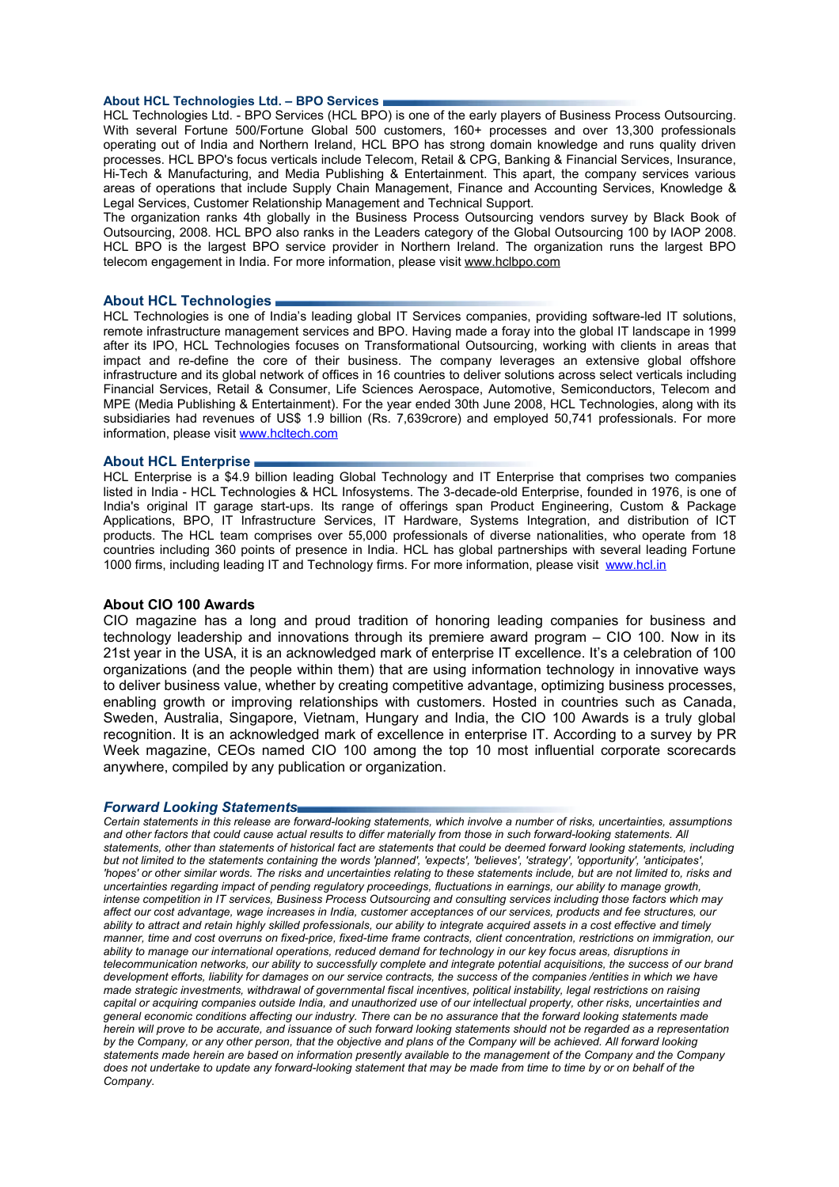## About HCL Technologies Ltd. – BPO Services

HCL Technologies Ltd. - BPO Services (HCL BPO) is one of the early players of Business Process Outsourcing. With several Fortune 500/Fortune Global 500 customers, 160+ processes and over 13,300 professionals operating out of India and Northern Ireland, HCL BPO has strong domain knowledge and runs quality driven processes. HCL BPO's focus verticals include Telecom, Retail & CPG, Banking & Financial Services, Insurance, Hi-Tech & Manufacturing, and Media Publishing & Entertainment. This apart, the company services various areas of operations that include Supply Chain Management, Finance and Accounting Services, Knowledge & Legal Services, Customer Relationship Management and Technical Support.

The organization ranks 4th globally in the Business Process Outsourcing vendors survey by Black Book of Outsourcing, 2008. HCL BPO also ranks in the Leaders category of the Global Outsourcing 100 by IAOP 2008. HCL BPO is the largest BPO service provider in Northern Ireland. The organization runs the largest BPO telecom engagement in India. For more information, please visit www.hclbpo.com

## About HCL Technologies

HCL Technologies is one of India's leading global IT Services companies, providing software-led IT solutions, remote infrastructure management services and BPO. Having made a foray into the global IT landscape in 1999 after its IPO, HCL Technologies focuses on Transformational Outsourcing, working with clients in areas that impact and re-define the core of their business. The company leverages an extensive global offshore infrastructure and its global network of offices in 16 countries to deliver solutions across select verticals including Financial Services, Retail & Consumer, Life Sciences Aerospace, Automotive, Semiconductors, Telecom and MPE (Media Publishing & Entertainment). For the year ended 30th June 2008, HCL Technologies, along with its subsidiaries had revenues of US$ 1.9 billion (Rs. 7,639crore) and employed 50,741 professionals. For more information, please visit www.hcltech.com

## About HCL Enterprise

HCL Enterprise is a $4.9 billion leading Global Technology and IT Enterprise that comprises two companies listed in India - HCL Technologies & HCL Infosystems. The 3-decade-old Enterprise, founded in 1976, is one of India's original IT garage start-ups. Its range of offerings span Product Engineering, Custom & Package Applications, BPO, IT Infrastructure Services, IT Hardware, Systems Integration, and distribution of ICT products. The HCL team comprises over 55,000 professionals of diverse nationalities, who operate from 18 countries including 360 points of presence in India. HCL has global partnerships with several leading Fortune 1000 firms, including leading IT and Technology firms. For more information, please visit www.hcl.in

## About CIO 100 Awards

CIO magazine has a long and proud tradition of honoring leading companies for business and technology leadership and innovations through its premiere award program – CIO 100. Now in its 21st year in the USA, it is an acknowledged mark of enterprise IT excellence. It's a celebration of 100 organizations (and the people within them) that are using information technology in innovative ways to deliver business value, whether by creating competitive advantage, optimizing business processes, enabling growth or improving relationships with customers. Hosted in countries such as Canada, Sweden, Australia, Singapore, Vietnam, Hungary and India, the CIO 100 Awards is a truly global recognition. It is an acknowledged mark of excellence in enterprise IT. According to a survey by PR Week magazine, CEOs named CIO 100 among the top 10 most influential corporate scorecards anywhere, compiled by any publication or organization.

## *Forward Looking Statements*

*Certain statements in this release are forward-looking statements, which involve a number of risks, uncertainties, assumptions and other factors that could cause actual results to differ materially from those in such forward-looking statements. All statements, other than statements of historical fact are statements that could be deemed forward looking statements, including but not limited to the statements containing the words 'planned', 'expects', 'believes', 'strategy', 'opportunity', 'anticipates', 'hopes' or other similar words. The risks and uncertainties relating to these statements include, but are not limited to, risks and uncertainties regarding impact of pending regulatory proceedings, fluctuations in earnings, our ability to manage growth, intense competition in IT services, Business Process Outsourcing and consulting services including those factors which may affect our cost advantage, wage increases in India, customer acceptances of our services, products and fee structures, our ability to attract and retain highly skilled professionals, our ability to integrate acquired assets in a cost effective and timely manner, time and cost overruns on fixed-price, fixed-time frame contracts, client concentration, restrictions on immigration, our ability to manage our international operations, reduced demand for technology in our key focus areas, disruptions in telecommunication networks, our ability to successfully complete and integrate potential acquisitions, the success of our brand development efforts, liability for damages on our service contracts, the success of the companies /entities in which we have made strategic investments, withdrawal of governmental fiscal incentives, political instability, legal restrictions on raising capital or acquiring companies outside India, and unauthorized use of our intellectual property, other risks, uncertainties and general economic conditions affecting our industry. There can be no assurance that the forward looking statements made herein will prove to be accurate, and issuance of such forward looking statements should not be regarded as a representation by the Company, or any other person, that the objective and plans of the Company will be achieved. All forward looking statements made herein are based on information presently available to the management of the Company and the Company does not undertake to update any forward-looking statement that may be made from time to time by or on behalf of the Company.*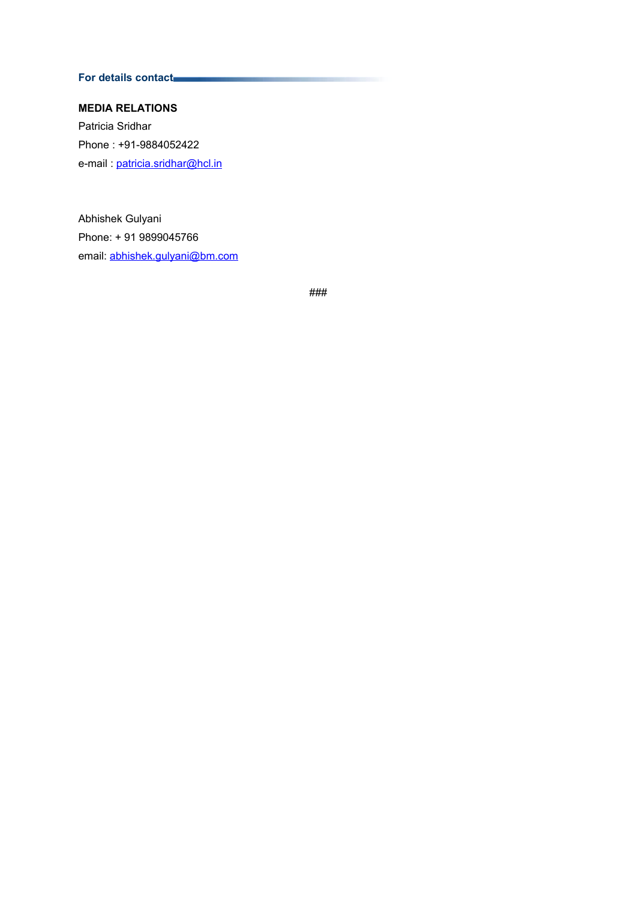**For details contact**

**MEDIA RELATIONS**

Patricia Sridhar
Phone : +91-9884052422
e-mail : patricia.sridhar@hcl.in

Abhishek Gulyani
Phone: + 91 9899045766
email: abhishek.gulyani@bm.com

###